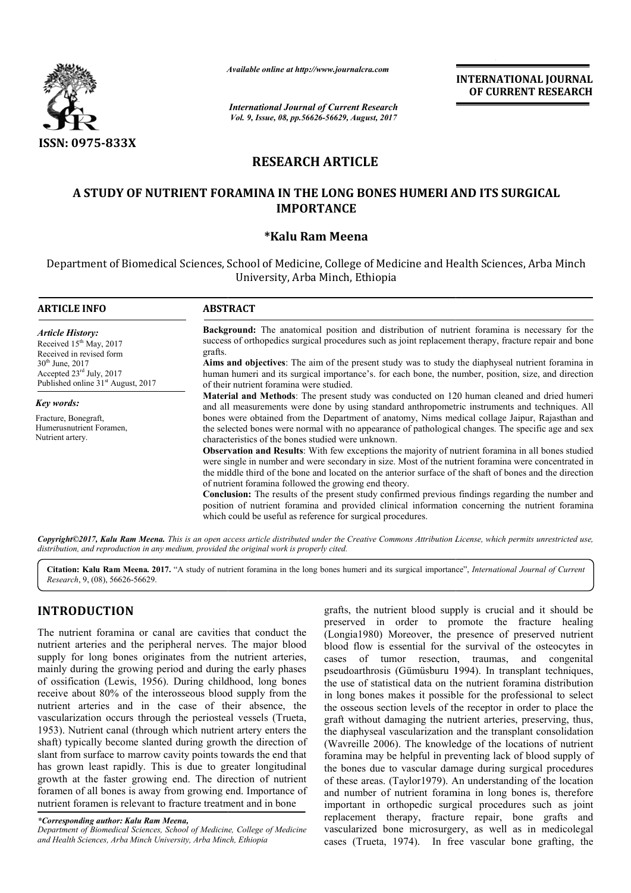*Available online at http://www.journalcra.com*

*International Journal of Current Research*
*Vol. 9, Issue, 08, pp.56626-56629, August, 2017*

**INTERNATIONAL JOURNAL OF CURRENT RESEARCH**

ISSN: 0975-833X

## RESEARCH ARTICLE

# A STUDY OF NUTRIENT FORAMINA IN THE LONG BONES HUMERI AND ITS SURGICAL IMPORTANCE

**\*Kalu Ram Meena**

Department of Biomedical Sciences, School of Medicine, College of Medicine and Health Sciences, Arba Minch University, Arba Minch, Ethiopia

### ARTICLE INFO

*Article History:*
Received 15th May, 2017
Received in revised form 30th June, 2017
Accepted 23rd July, 2017
Published online 31st August, 2017

*Key words:*
Fracture, Bonegraft, Humerusnutrient Foramen, Nutrient artery.

### ABSTRACT

**Background:** The anatomical position and distribution of nutrient foramina is necessary for the success of orthopedics surgical procedures such as joint replacement therapy, fracture repair and bone grafts.

**Aims and objectives**: The aim of the present study was to study the diaphyseal nutrient foramina in human humeri and its surgical importance's. for each bone, the number, position, size, and direction of their nutrient foramina were studied.

**Material and Methods**: The present study was conducted on 120 human cleaned and dried humeri and all measurements were done by using standard anthropometric instruments and techniques. All bones were obtained from the Department of anatomy, Nims medical collage Jaipur, Rajasthan and the selected bones were normal with no appearance of pathological changes. The specific age and sex characteristics of the bones studied were unknown.

**Observation and Results**: With few exceptions the majority of nutrient foramina in all bones studied were single in number and were secondary in size. Most of the nutrient foramina were concentrated in the middle third of the bone and located on the anterior surface of the shaft of bones and the direction of nutrient foramina followed the growing end theory.

**Conclusion:** The results of the present study confirmed previous findings regarding the number and position of nutrient foramina and provided clinical information concerning the nutrient foramina which could be useful as reference for surgical procedures.

***Copyright©2017, Kalu Ram Meena.*** *This is an open access article distributed under the Creative Commons Attribution License, which permits unrestricted use, distribution, and reproduction in any medium, provided the original work is properly cited.*

**Citation: Kalu Ram Meena. 2017.** "A study of nutrient foramina in the long bones humeri and its surgical importance", *International Journal of Current Research*, 9, (08), 56626-56629.

## INTRODUCTION

The nutrient foramina or canal are cavities that conduct the nutrient arteries and the peripheral nerves. The major blood supply for long bones originates from the nutrient arteries, mainly during the growing period and during the early phases of ossification (Lewis, 1956). During childhood, long bones receive about 80% of the interosseous blood supply from the nutrient arteries and in the case of their absence, the vascularization occurs through the periosteal vessels (Trueta, 1953). Nutrient canal (through which nutrient artery enters the shaft) typically become slanted during growth the direction of slant from surface to marrow cavity points towards the end that has grown least rapidly. This is due to greater longitudinal growth at the faster growing end. The direction of nutrient foramen of all bones is away from growing end. Importance of nutrient foramen is relevant to fracture treatment and in bone grafts, the nutrient blood supply is crucial and it should be preserved in order to promote the fracture healing (Longia1980) Moreover, the presence of preserved nutrient blood flow is essential for the survival of the osteocytes in cases of tumor resection, traumas, and congenital pseudoarthrosis (Gümüsburu 1994). In transplant techniques, the use of statistical data on the nutrient foramina distribution in long bones makes it possible for the professional to select the osseous section levels of the receptor in order to place the graft without damaging the nutrient arteries, preserving, thus, the diaphyseal vascularization and the transplant consolidation (Wavreille 2006). The knowledge of the locations of nutrient foramina may be helpful in preventing lack of blood supply of the bones due to vascular damage during surgical procedures of these areas. (Taylor1979). An understanding of the location and number of nutrient foramina in long bones is, therefore important in orthopedic surgical procedures such as joint replacement therapy, fracture repair, bone grafts and vascularized bone microsurgery, as well as in medicolegal cases (Trueta, 1974). In free vascular bone grafting, the

*\*Corresponding author: Kalu Ram Meena,*
*Department of Biomedical Sciences, School of Medicine, College of Medicine and Health Sciences, Arba Minch University, Arba Minch, Ethiopia*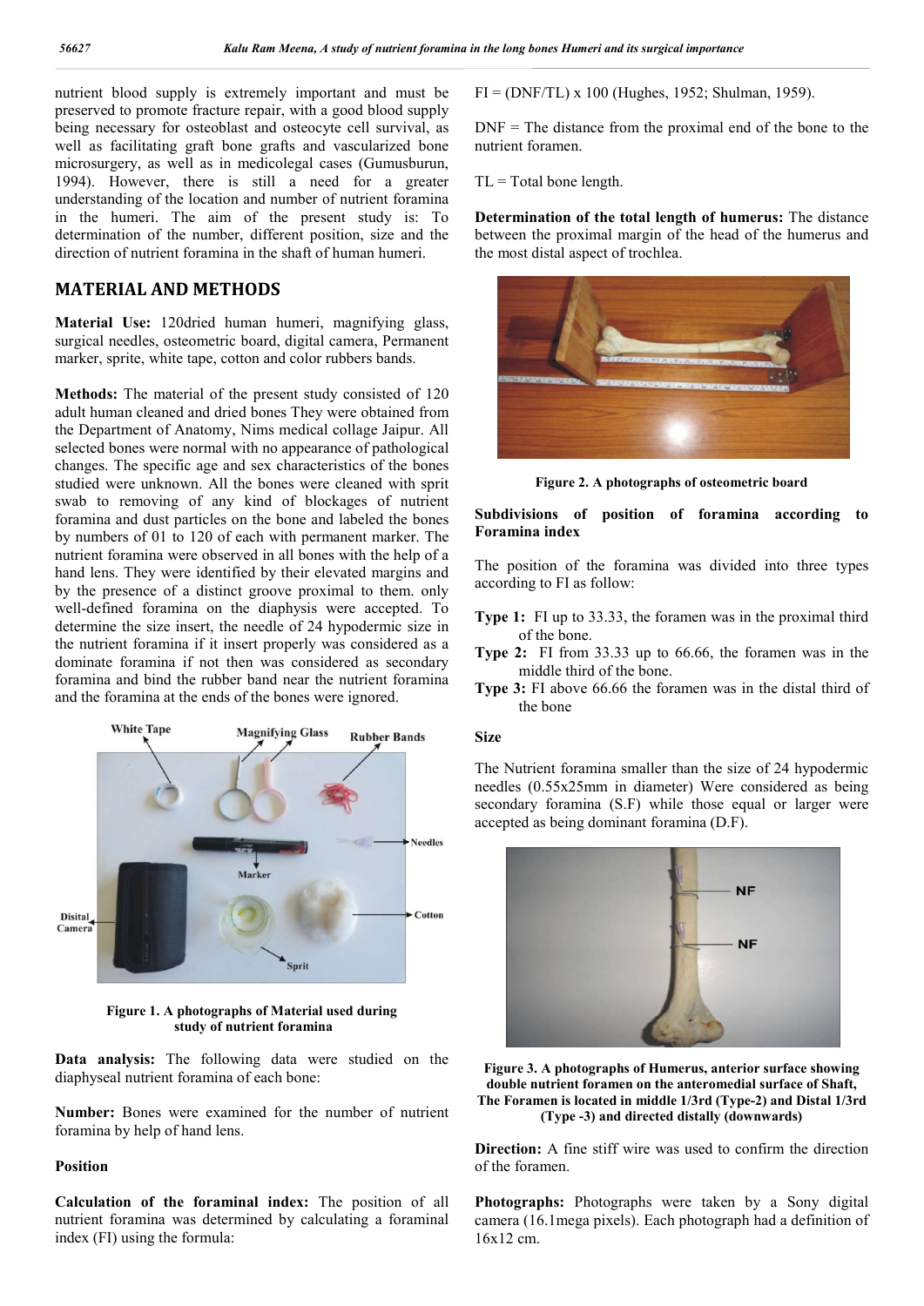nutrient blood supply is extremely important and must be preserved to promote fracture repair, with a good blood supply being necessary for osteoblast and osteocyte cell survival, as well as facilitating graft bone grafts and vascularized bone microsurgery, as well as in medicolegal cases (Gumusburun, 1994). However, there is still a need for a greater understanding of the location and number of nutrient foramina in the humeri. The aim of the present study is: To determination of the number, different position, size and the direction of nutrient foramina in the shaft of human humeri.

## MATERIAL AND METHODS

**Material Use:** 120dried human humeri, magnifying glass, surgical needles, osteometric board, digital camera, Permanent marker, sprite, white tape, cotton and color rubbers bands.

**Methods:** The material of the present study consisted of 120 adult human cleaned and dried bones They were obtained from the Department of Anatomy, Nims medical collage Jaipur. All selected bones were normal with no appearance of pathological changes. The specific age and sex characteristics of the bones studied were unknown. All the bones were cleaned with sprit swab to removing of any kind of blockages of nutrient foramina and dust particles on the bone and labeled the bones by numbers of 01 to 120 of each with permanent marker. The nutrient foramina were observed in all bones with the help of a hand lens. They were identified by their elevated margins and by the presence of a distinct groove proximal to them. only well-defined foramina on the diaphysis were accepted. To determine the size insert, the needle of 24 hypodermic size in the nutrient foramina if it insert properly was considered as a dominate foramina if not then was considered as secondary foramina and bind the rubber band near the nutrient foramina and the foramina at the ends of the bones were ignored.

White Tape Magnifying Glass Rubber Bands Needles Marker Disital Camera Cotton Sprit

**Figure 1. A photographs of Material used during study of nutrient foramina**

**Data analysis:** The following data were studied on the diaphyseal nutrient foramina of each bone:

**Number:** Bones were examined for the number of nutrient foramina by help of hand lens.

**Position**

**Calculation of the foraminal index:** The position of all nutrient foramina was determined by calculating a foraminal index (FI) using the formula:

FI = (DNF/TL) x 100 (Hughes, 1952; Shulman, 1959).

DNF = The distance from the proximal end of the bone to the nutrient foramen.

TL = Total bone length.

**Determination of the total length of humerus:** The distance between the proximal margin of the head of the humerus and the most distal aspect of trochlea.

**Figure 2. A photographs of osteometric board**

**Subdivisions of position of foramina according to Foramina index**

The position of the foramina was divided into three types according to FI as follow:

- **Type 1:** FI up to 33.33, the foramen was in the proximal third of the bone.
- **Type 2:** FI from 33.33 up to 66.66, the foramen was in the middle third of the bone.
- **Type 3:** FI above 66.66 the foramen was in the distal third of the bone

**Size**

The Nutrient foramina smaller than the size of 24 hypodermic needles (0.55x25mm in diameter) Were considered as being secondary foramina (S.F) while those equal or larger were accepted as being dominant foramina (D.F).

NF NF

**Figure 3. A photographs of Humerus, anterior surface showing double nutrient foramen on the anteromedial surface of Shaft, The Foramen is located in middle 1/3rd (Type-2) and Distal 1/3rd (Type -3) and directed distally (downwards)**

**Direction:** A fine stiff wire was used to confirm the direction of the foramen.

**Photographs:** Photographs were taken by a Sony digital camera (16.1mega pixels). Each photograph had a definition of 16x12 cm.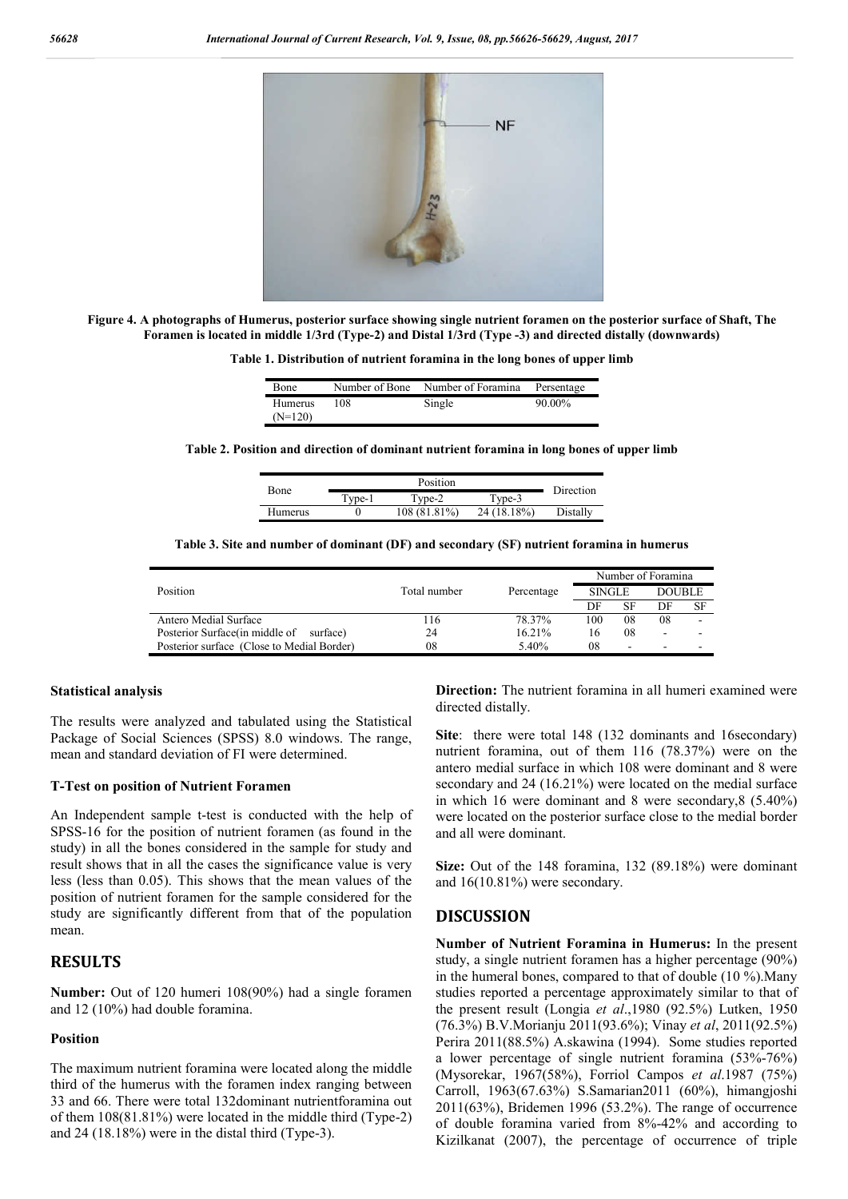**Figure 4. A photographs of Humerus, posterior surface showing single nutrient foramen on the posterior surface of Shaft, The Foramen is located in middle 1/3rd (Type-2) and Distal 1/3rd (Type -3) and directed distally (downwards)**

**Table 1. Distribution of nutrient foramina in the long bones of upper limb**

| Bone | Number of Bone | Number of Foramina | Persentage |
|---|---|---|---|
| Humerus (N=120) | 108 | Single | 90.00% |

**Table 2. Position and direction of dominant nutrient foramina in long bones of upper limb**

| Bone | Position | | | Direction |
|---|---|---|---|---|
| | Type-1 | Type-2 | Type-3 | |
| Humerus | 0 | 108 (81.81%) | 24 (18.18%) | Distally |

**Table 3. Site and number of dominant (DF) and secondary (SF) nutrient foramina in humerus**

| Position | Total number | Percentage | Number of Foramina | | | |
|---|---|---|---|---|---|---|
| | | | SINGLE | | DOUBLE | |
| | | | DF | SF | DF | SF |
| Antero Medial Surface | 116 | 78.37% | 100 | 08 | 08 | - |
| Posterior Surface(in middle of surface) | 24 | 16.21% | 16 | 08 | - | - |
| Posterior surface (Close to Medial Border) | 08 | 5.40% | 08 | - | - | - |

### Statistical analysis

The results were analyzed and tabulated using the Statistical Package of Social Sciences (SPSS) 8.0 windows. The range, mean and standard deviation of FI were determined.

### T-Test on position of Nutrient Foramen

An Independent sample t-test is conducted with the help of SPSS-16 for the position of nutrient foramen (as found in the study) in all the bones considered in the sample for study and result shows that in all the cases the significance value is very less (less than 0.05). This shows that the mean values of the position of nutrient foramen for the sample considered for the study are significantly different from that of the population mean.

## RESULTS

**Number:** Out of 120 humeri 108(90%) had a single foramen and 12 (10%) had double foramina.

### Position

The maximum nutrient foramina were located along the middle third of the humerus with the foramen index ranging between 33 and 66. There were total 132dominant nutrientforamina out of them 108(81.81%) were located in the middle third (Type-2) and 24 (18.18%) were in the distal third (Type-3).

**Direction:** The nutrient foramina in all humeri examined were directed distally.

**Site**: there were total 148 (132 dominants and 16secondary) nutrient foramina, out of them 116 (78.37%) were on the antero medial surface in which 108 were dominant and 8 were secondary and 24 (16.21%) were located on the medial surface in which 16 were dominant and 8 were secondary,8 (5.40%) were located on the posterior surface close to the medial border and all were dominant.

**Size:** Out of the 148 foramina, 132 (89.18%) were dominant and 16(10.81%) were secondary.

## DISCUSSION

**Number of Nutrient Foramina in Humerus:** In the present study, a single nutrient foramen has a higher percentage (90%) in the humeral bones, compared to that of double (10 %).Many studies reported a percentage approximately similar to that of the present result (Longia *et al*.,1980 (92.5%) Lutken, 1950 (76.3%) B.V.Morianju 2011(93.6%); Vinay *et al*, 2011(92.5%) Perira 2011(88.5%) A.skawina (1994). Some studies reported a lower percentage of single nutrient foramina (53%-76%) (Mysorekar, 1967(58%), Forriol Campos *et al*.1987 (75%) Carroll, 1963(67.63%) S.Samarian2011 (60%), himangjoshi 2011(63%), Bridemen 1996 (53.2%). The range of occurrence of double foramina varied from 8%-42% and according to Kizilkanat (2007), the percentage of occurrence of triple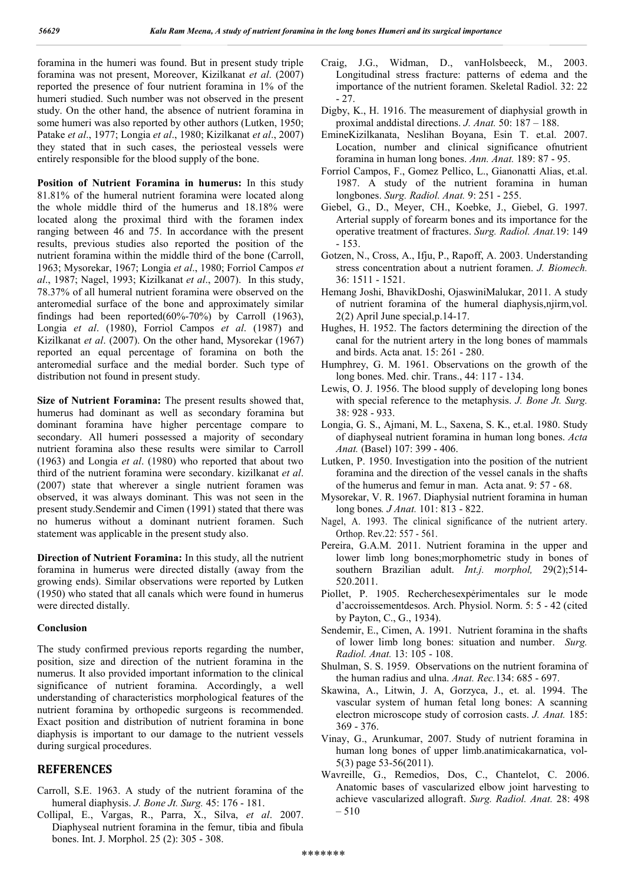foramina in the humeri was found. But in present study triple foramina was not present, Moreover, Kizilkanat *et al*. (2007) reported the presence of four nutrient foramina in 1% of the humeri studied. Such number was not observed in the present study. On the other hand, the absence of nutrient foramina in some humeri was also reported by other authors (Lutken, 1950; Patake *et al*., 1977; Longia *et al*., 1980; Kizilkanat *et al*., 2007) they stated that in such cases, the periosteal vessels were entirely responsible for the blood supply of the bone.

**Position of Nutrient Foramina in humerus:** In this study 81.81% of the humeral nutrient foramina were located along the whole middle third of the humerus and 18.18% were located along the proximal third with the foramen index ranging between 46 and 75. In accordance with the present results, previous studies also reported the position of the nutrient foramina within the middle third of the bone (Carroll, 1963; Mysorekar, 1967; Longia *et al*., 1980; Forriol Campos *et al*., 1987; Nagel, 1993; Kizilkanat *et al*., 2007). In this study, 78.37% of all humeral nutrient foramina were observed on the anteromedial surface of the bone and approximately similar findings had been reported(60%-70%) by Carroll (1963), Longia *et al*. (1980), Forriol Campos *et al*. (1987) and Kizilkanat *et al*. (2007). On the other hand, Mysorekar (1967) reported an equal percentage of foramina on both the anteromedial surface and the medial border. Such type of distribution not found in present study.

**Size of Nutrient Foramina:** The present results showed that, humerus had dominant as well as secondary foramina but dominant foramina have higher percentage compare to secondary. All humeri possessed a majority of secondary nutrient foramina also these results were similar to Carroll (1963) and Longia *et al*. (1980) who reported that about two third of the nutrient foramina were secondary. kizilkanat *et al*. (2007) state that wherever a single nutrient foramen was observed, it was always dominant. This was not seen in the present study.Sendemir and Cimen (1991) stated that there was no humerus without a dominant nutrient foramen. Such statement was applicable in the present study also.

**Direction of Nutrient Foramina:** In this study, all the nutrient foramina in humerus were directed distally (away from the growing ends). Similar observations were reported by Lutken (1950) who stated that all canals which were found in humerus were directed distally.

### Conclusion

The study confirmed previous reports regarding the number, position, size and direction of the nutrient foramina in the numerus. It also provided important information to the clinical significance of nutrient foramina. Accordingly, a well understanding of characteristics morphological features of the nutrient foramina by orthopedic surgeons is recommended. Exact position and distribution of nutrient foramina in bone diaphysis is important to our damage to the nutrient vessels during surgical procedures.

## REFERENCES

Carroll, S.E. 1963. A study of the nutrient foramina of the humeral diaphysis. *J. Bone Jt. Surg.* 45: 176 - 181.

Collipal, E., Vargas, R., Parra, X., Silva, *et al*. 2007. Diaphyseal nutrient foramina in the femur, tibia and fibula bones. Int. J. Morphol. 25 (2): 305 - 308.

Craig, J.G., Widman, D., vanHolsbeeck, M., 2003. Longitudinal stress fracture: patterns of edema and the importance of the nutrient foramen. Skeletal Radiol. 32: 22 - 27.

Digby, K., H. 1916. The measurement of diaphysial growth in proximal anddistal directions. *J. Anat.* 50: 187 – 188.

EmineKizilkanata, Neslihan Boyana, Esin T. et.al. 2007. Location, number and clinical significance ofnutrient foramina in human long bones. *Ann. Anat.* 189: 87 - 95.

Forriol Campos, F., Gomez Pellico, L., Gianonatti Alias, et.al. 1987. A study of the nutrient foramina in human longbones. *Surg. Radiol. Anat.* 9: 251 - 255.

Giebel, G., D., Meyer, CH., Koebke, J., Giebel, G. 1997. Arterial supply of forearm bones and its importance for the operative treatment of fractures. *Surg. Radiol. Anat.*19: 149 - 153.

Gotzen, N., Cross, A., Ifju, P., Rapoff, A. 2003. Understanding stress concentration about a nutrient foramen. *J. Biomech.* 36: 1511 - 1521.

Hemang Joshi, BhavikDoshi, OjaswiniMalukar, 2011. A study of nutrient foramina of the humeral diaphysis,njirm,vol. 2(2) April June special,p.14-17.

Hughes, H. 1952. The factors determining the direction of the canal for the nutrient artery in the long bones of mammals and birds. Acta anat. 15: 261 - 280.

Humphrey, G. M. 1961. Observations on the growth of the long bones. Med. chir. Trans., 44: 117 - 134.

Lewis, O. J. 1956. The blood supply of developing long bones with special reference to the metaphysis. *J. Bone Jt. Surg.* 38: 928 - 933.

Longia, G. S., Ajmani, M. L., Saxena, S. K., et.al. 1980. Study of diaphyseal nutrient foramina in human long bones. *Acta Anat.* (Basel) 107: 399 - 406.

Lutken, P. 1950. Investigation into the position of the nutrient foramina and the direction of the vessel canals in the shafts of the humerus and femur in man. Acta anat. 9: 57 - 68.

Mysorekar, V. R. 1967. Diaphysial nutrient foramina in human long bones*. J Anat.* 101: 813 - 822.

Nagel, A. 1993. The clinical significance of the nutrient artery. Orthop. Rev.22: 557 - 561.

Pereira, G.A.M. 2011. Nutrient foramina in the upper and lower limb long bones;morphometric study in bones of southern Brazilian adult. *Int.j. morphol,* 29(2);514-520.2011.

Piollet, P. 1905. Recherchesexpėrimentales sur le mode d'accroissementdesos. Arch. Physiol. Norm. 5: 5 - 42 (cited by Payton, C., G., 1934).

Sendemir, E., Cimen, A. 1991. Nutrient foramina in the shafts of lower limb long bones: situation and number. *Surg. Radiol. Anat.* 13: 105 - 108.

Shulman, S. S. 1959. Observations on the nutrient foramina of the human radius and ulna. *Anat. Rec.*134: 685 - 697.

Skawina, A., Litwin, J. A, Gorzyca, J., et. al. 1994. The vascular system of human fetal long bones: A scanning electron microscope study of corrosion casts. *J. Anat.* 185: 369 - 376.

Vinay, G., Arunkumar, 2007. Study of nutrient foramina in human long bones of upper limb.anatimicakarnatica, vol-5(3) page 53-56(2011).

Wavreille, G., Remedios, Dos, C., Chantelot, C. 2006. Anatomic bases of vascularized elbow joint harvesting to achieve vascularized allograft. *Surg. Radiol. Anat.* 28: 498 – 510

*******